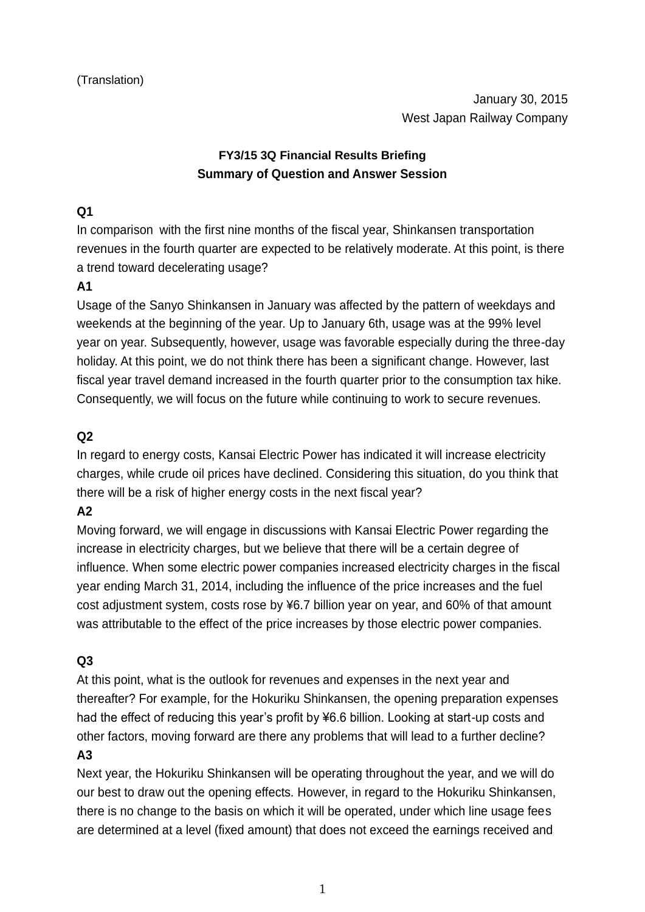(Translation)

January 30, 2015
West Japan Railway Company

**FY3/15 3Q Financial Results Briefing**
**Summary of Question and Answer Session**

**Q1**
In comparison with the first nine months of the fiscal year, Shinkansen transportation revenues in the fourth quarter are expected to be relatively moderate. At this point, is there a trend toward decelerating usage?

**A1**
Usage of the Sanyo Shinkansen in January was affected by the pattern of weekdays and weekends at the beginning of the year. Up to January 6th, usage was at the 99% level year on year. Subsequently, however, usage was favorable especially during the three-day holiday. At this point, we do not think there has been a significant change. However, last fiscal year travel demand increased in the fourth quarter prior to the consumption tax hike. Consequently, we will focus on the future while continuing to work to secure revenues.

**Q2**
In regard to energy costs, Kansai Electric Power has indicated it will increase electricity charges, while crude oil prices have declined. Considering this situation, do you think that there will be a risk of higher energy costs in the next fiscal year?

**A2**
Moving forward, we will engage in discussions with Kansai Electric Power regarding the increase in electricity charges, but we believe that there will be a certain degree of influence. When some electric power companies increased electricity charges in the fiscal year ending March 31, 2014, including the influence of the price increases and the fuel cost adjustment system, costs rose by ¥6.7 billion year on year, and 60% of that amount was attributable to the effect of the price increases by those electric power companies.

**Q3**
At this point, what is the outlook for revenues and expenses in the next year and thereafter? For example, for the Hokuriku Shinkansen, the opening preparation expenses had the effect of reducing this year's profit by ¥6.6 billion. Looking at start-up costs and other factors, moving forward are there any problems that will lead to a further decline?

**A3**
Next year, the Hokuriku Shinkansen will be operating throughout the year, and we will do our best to draw out the opening effects. However, in regard to the Hokuriku Shinkansen, there is no change to the basis on which it will be operated, under which line usage fees are determined at a level (fixed amount) that does not exceed the earnings received and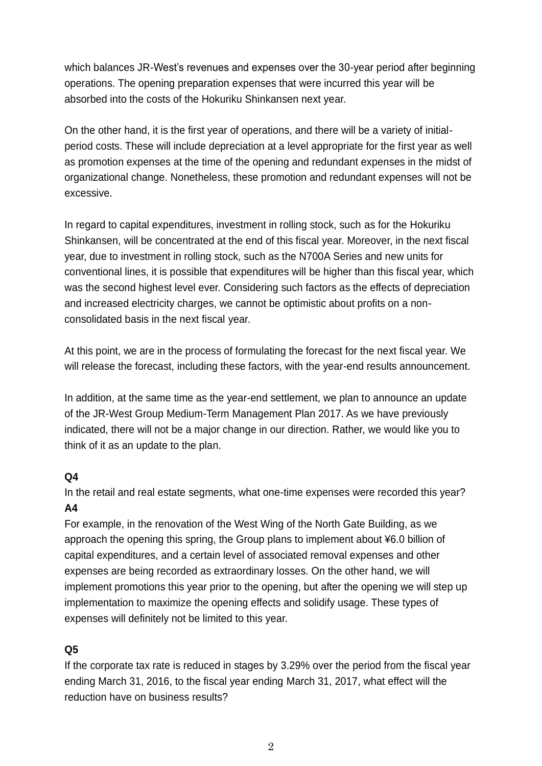which balances JR-West's revenues and expenses over the 30-year period after beginning operations. The opening preparation expenses that were incurred this year will be absorbed into the costs of the Hokuriku Shinkansen next year.

On the other hand, it is the first year of operations, and there will be a variety of initial-period costs. These will include depreciation at a level appropriate for the first year as well as promotion expenses at the time of the opening and redundant expenses in the midst of organizational change. Nonetheless, these promotion and redundant expenses will not be excessive.

In regard to capital expenditures, investment in rolling stock, such as for the Hokuriku Shinkansen, will be concentrated at the end of this fiscal year. Moreover, in the next fiscal year, due to investment in rolling stock, such as the N700A Series and new units for conventional lines, it is possible that expenditures will be higher than this fiscal year, which was the second highest level ever. Considering such factors as the effects of depreciation and increased electricity charges, we cannot be optimistic about profits on a non-consolidated basis in the next fiscal year.

At this point, we are in the process of formulating the forecast for the next fiscal year. We will release the forecast, including these factors, with the year-end results announcement.

In addition, at the same time as the year-end settlement, we plan to announce an update of the JR-West Group Medium-Term Management Plan 2017. As we have previously indicated, there will not be a major change in our direction. Rather, we would like you to think of it as an update to the plan.

**Q4**

In the retail and real estate segments, what one-time expenses were recorded this year?

**A4**

For example, in the renovation of the West Wing of the North Gate Building, as we approach the opening this spring, the Group plans to implement about ¥6.0 billion of capital expenditures, and a certain level of associated removal expenses and other expenses are being recorded as extraordinary losses. On the other hand, we will implement promotions this year prior to the opening, but after the opening we will step up implementation to maximize the opening effects and solidify usage. These types of expenses will definitely not be limited to this year.

**Q5**

If the corporate tax rate is reduced in stages by 3.29% over the period from the fiscal year ending March 31, 2016, to the fiscal year ending March 31, 2017, what effect will the reduction have on business results?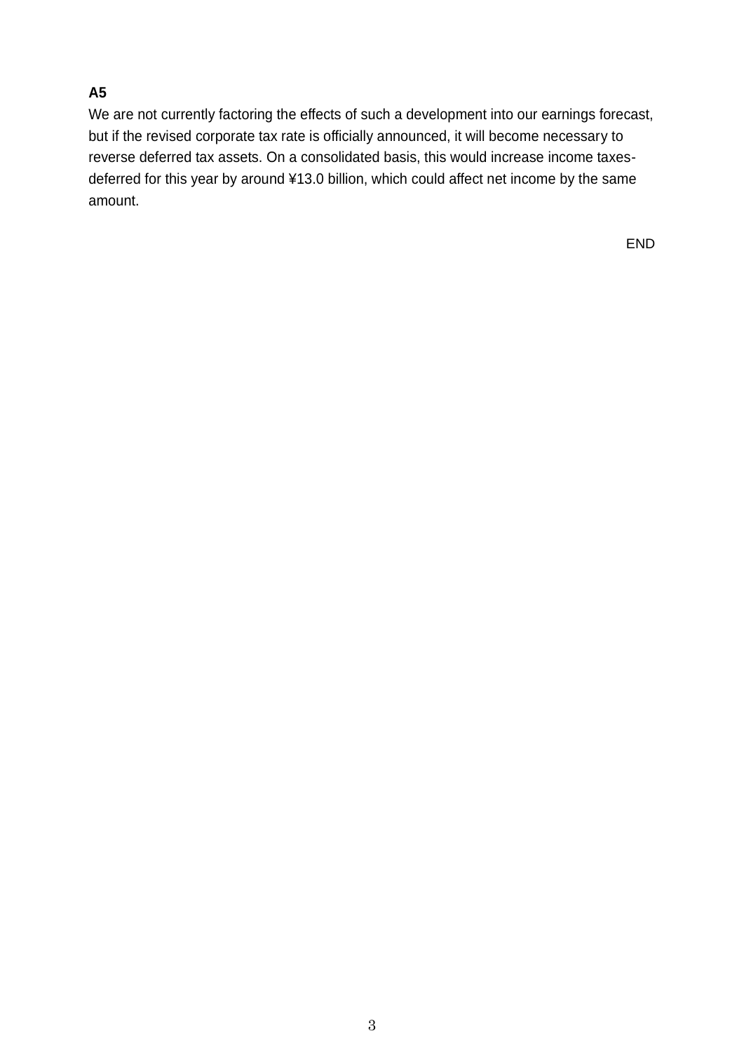**A5**

We are not currently factoring the effects of such a development into our earnings forecast, but if the revised corporate tax rate is officially announced, it will become necessary to reverse deferred tax assets. On a consolidated basis, this would increase income taxes-deferred for this year by around ¥13.0 billion, which could affect net income by the same amount.

END